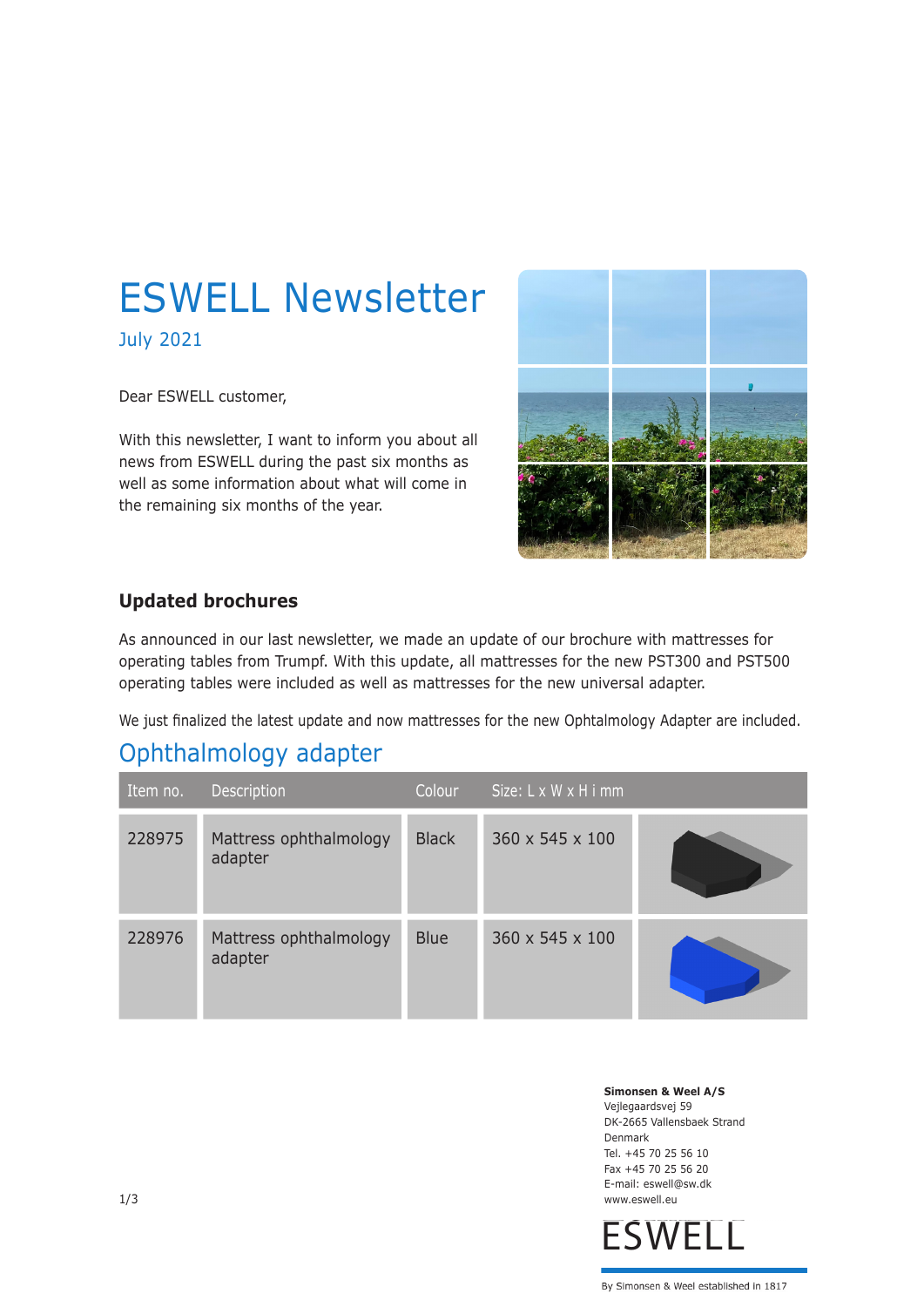# ESWELL Newsletter

July 2021

Dear ESWELL customer,

With this newsletter, I want to inform you about all news from ESWELL during the past six months as well as some information about what will come in the remaining six months of the year.

## Updated brochures

As announced in our last newsletter, we made an update of our brochure with mattresses for operating tables from Trumpf. With this update, all mattresses for the new PST300 and PST500 operating tables were included as well as mattresses for the new universal adapter.

We just finalized the latest update and now mattresses for the new Ophtalmology Adapter are included.

## Ophthalmology adapter

| Item no. | Description | Colour | Size: L x W x H i mm | |
|---|---|---|---|---|
| 228975 | Mattress ophthalmology adapter | Black | 360 x 545 x 100 | |
| 228976 | Mattress ophthalmology adapter | Blue | 360 x 545 x 100 | |

**Simonsen & Weel A/S**
Vejlegaardsvej 59
DK-2665 Vallensbaek Strand
Denmark
Tel. +45 70 25 56 10
Fax +45 70 25 56 20
E-mail: eswell@sw.dk
www.eswell.eu

ESWELL

By Simonsen & Weel established in 1817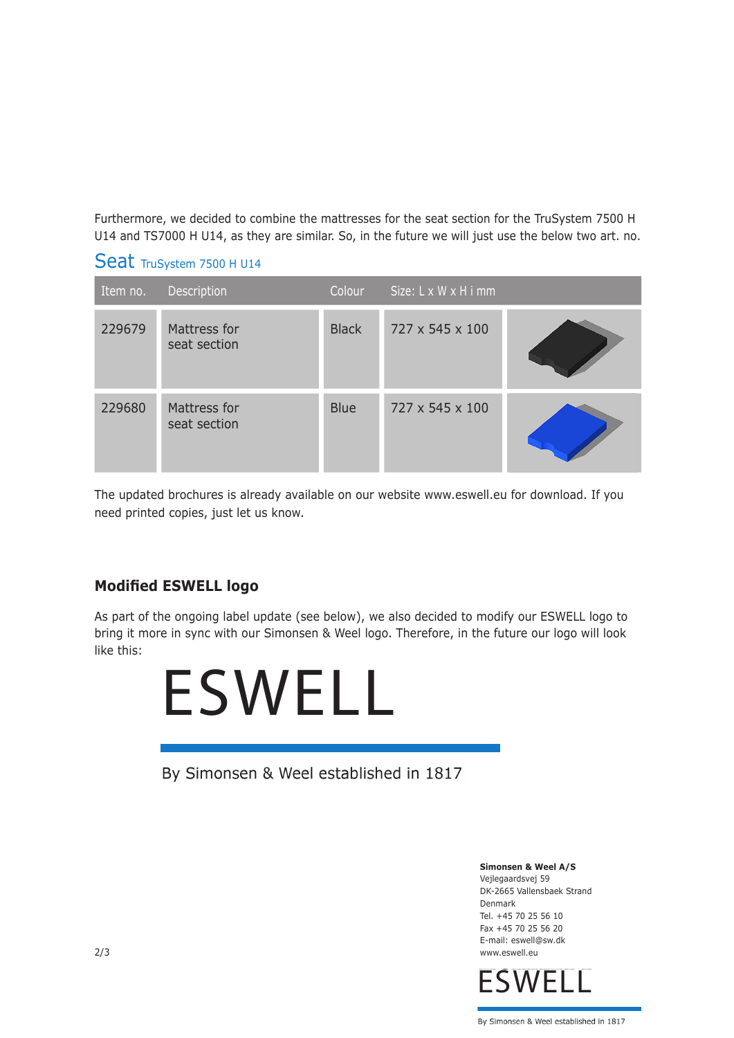Furthermore, we decided to combine the mattresses for the seat section for the TruSystem 7500 H U14 and TS7000 H U14, as they are similar. So, in the future we will just use the below two art. no.

## Seat TruSystem 7500 H U14

| Item no. | Description | Colour | Size: L x W x H i mm | |
|---|---|---|---|---|
| 229679 | Mattress for seat section | Black | 727 x 545 x 100 | |
| 229680 | Mattress for seat section | Blue | 727 x 545 x 100 | |

The updated brochures is already available on our website www.eswell.eu for download. If you need printed copies, just let us know.

### Modified ESWELL logo

As part of the ongoing label update (see below), we also decided to modify our ESWELL logo to bring it more in sync with our Simonsen & Weel logo. Therefore, in the future our logo will look like this:

ESWELL

By Simonsen & Weel established in 1817

**Simonsen & Weel A/S**
Vejlegaardsvej 59
DK-2665 Vallensbaek Strand
Denmark
Tel. +45 70 25 56 10
Fax +45 70 25 56 20
E-mail: eswell@sw.dk
www.eswell.eu

ESWELL

By Simonsen & Weel established in 1817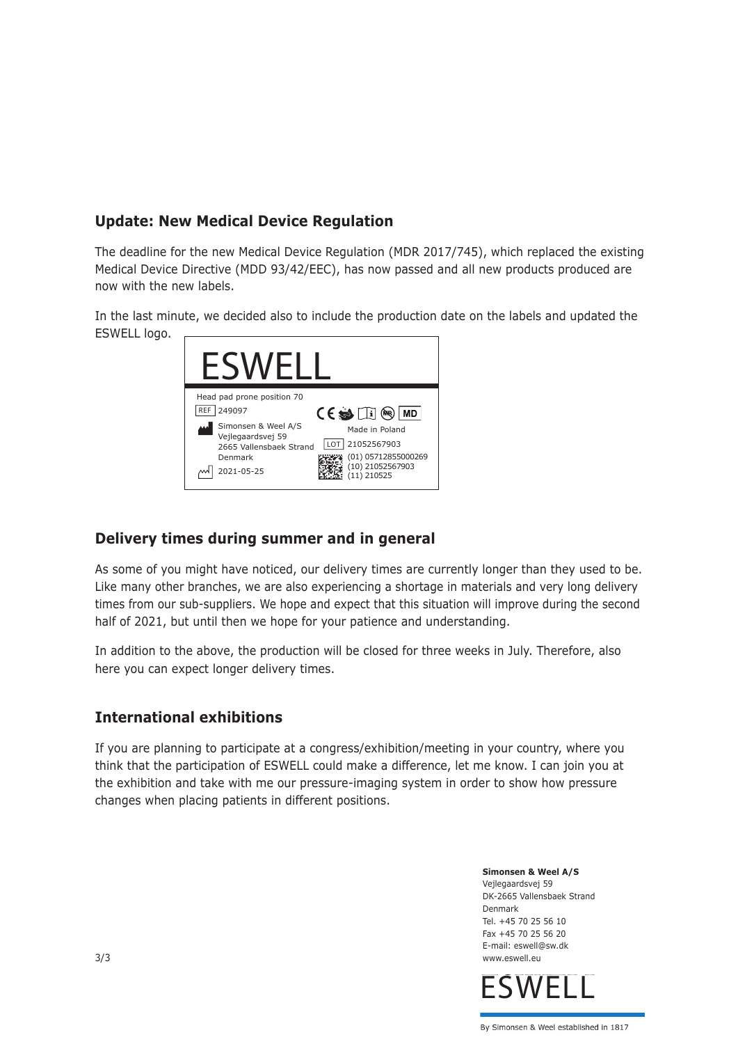## Update: New Medical Device Regulation

The deadline for the new Medical Device Regulation (MDR 2017/745), which replaced the existing Medical Device Directive (MDD 93/42/EEC), has now passed and all new products produced are now with the new labels.

In the last minute, we decided also to include the production date on the labels and updated the ESWELL logo.

ESWELL

Head pad prone position 70

REF 249097

Simonsen & Weel A/S
Vejlegaardsvej 59
2665 Vallensbaek Strand
Denmark

2021-05-25

MD

Made in Poland

LOT 21052567903

(01) 05712855000269
(10) 21052567903
(11) 210525

## Delivery times during summer and in general

As some of you might have noticed, our delivery times are currently longer than they used to be. Like many other branches, we are also experiencing a shortage in materials and very long delivery times from our sub-suppliers. We hope and expect that this situation will improve during the second half of 2021, but until then we hope for your patience and understanding.

In addition to the above, the production will be closed for three weeks in July. Therefore, also here you can expect longer delivery times.

## International exhibitions

If you are planning to participate at a congress/exhibition/meeting in your country, where you think that the participation of ESWELL could make a difference, let me know. I can join you at the exhibition and take with me our pressure-imaging system in order to show how pressure changes when placing patients in different positions.

**Simonsen & Weel A/S**
Vejlegaardsvej 59
DK-2665 Vallensbaek Strand
Denmark
Tel. +45 70 25 56 10
Fax +45 70 25 56 20
E-mail: eswell@sw.dk
www.eswell.eu

ESWELL

By Simonsen & Weel established in 1817